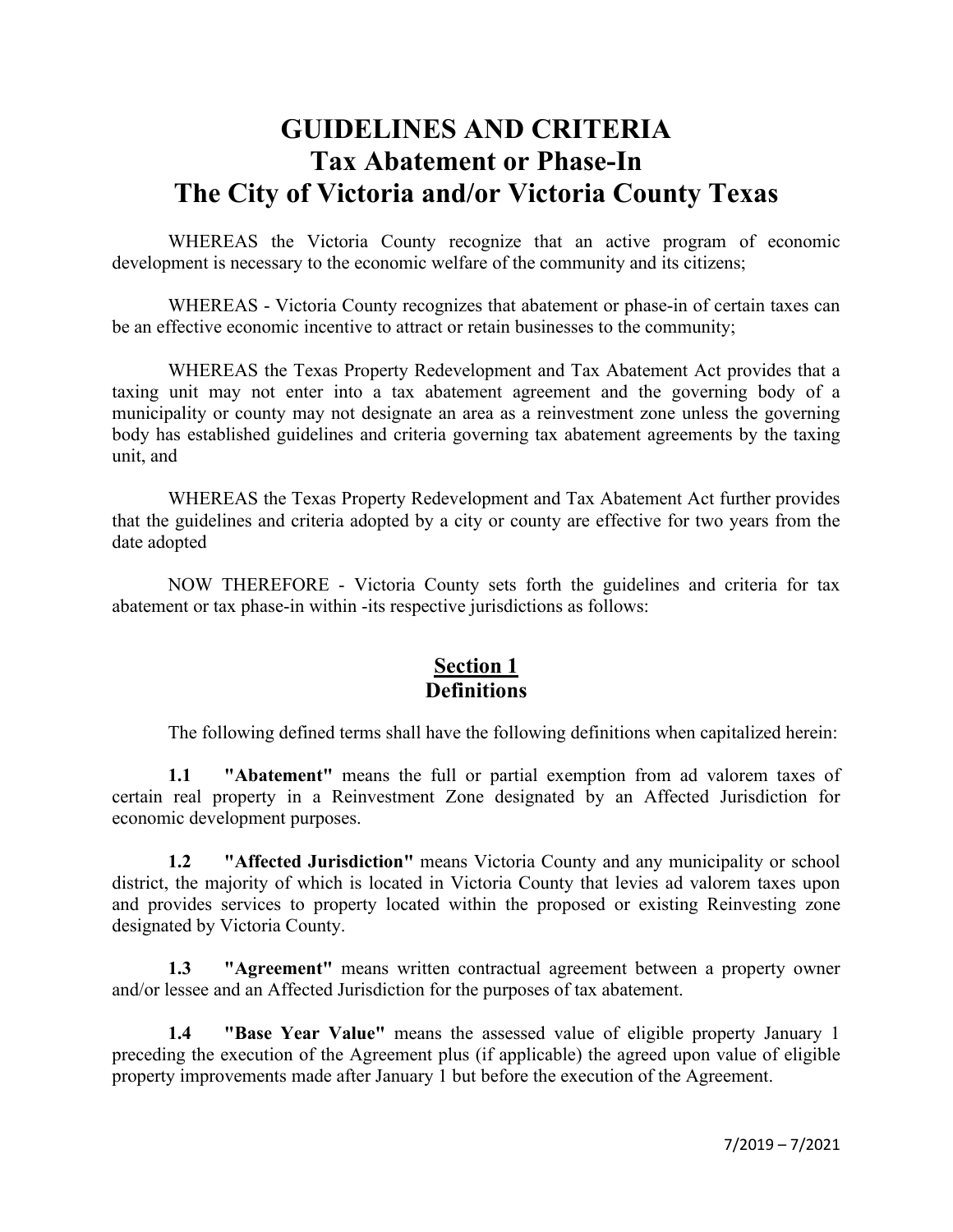# GUIDELINES AND CRITERIA
# Tax Abatement or Phase-In
# The City of Victoria and/or Victoria County Texas

WHEREAS the Victoria County recognize that an active program of economic development is necessary to the economic welfare of the community and its citizens;

WHEREAS - Victoria County recognizes that abatement or phase-in of certain taxes can be an effective economic incentive to attract or retain businesses to the community;

WHEREAS the Texas Property Redevelopment and Tax Abatement Act provides that a taxing unit may not enter into a tax abatement agreement and the governing body of a municipality or county may not designate an area as a reinvestment zone unless the governing body has established guidelines and criteria governing tax abatement agreements by the taxing unit, and

WHEREAS the Texas Property Redevelopment and Tax Abatement Act further provides that the guidelines and criteria adopted by a city or county are effective for two years from the date adopted

NOW THEREFORE - Victoria County sets forth the guidelines and criteria for tax abatement or tax phase-in within -its respective jurisdictions as follows:

## Section 1
## Definitions

The following defined terms shall have the following definitions when capitalized herein:

**1.1 "Abatement"** means the full or partial exemption from ad valorem taxes of certain real property in a Reinvestment Zone designated by an Affected Jurisdiction for economic development purposes.

**1.2 "Affected Jurisdiction"** means Victoria County and any municipality or school district, the majority of which is located in Victoria County that levies ad valorem taxes upon and provides services to property located within the proposed or existing Reinvesting zone designated by Victoria County.

**1.3 "Agreement"** means written contractual agreement between a property owner and/or lessee and an Affected Jurisdiction for the purposes of tax abatement.

**1.4 "Base Year Value"** means the assessed value of eligible property January 1 preceding the execution of the Agreement plus (if applicable) the agreed upon value of eligible property improvements made after January 1 but before the execution of the Agreement.

7/2019 – 7/2021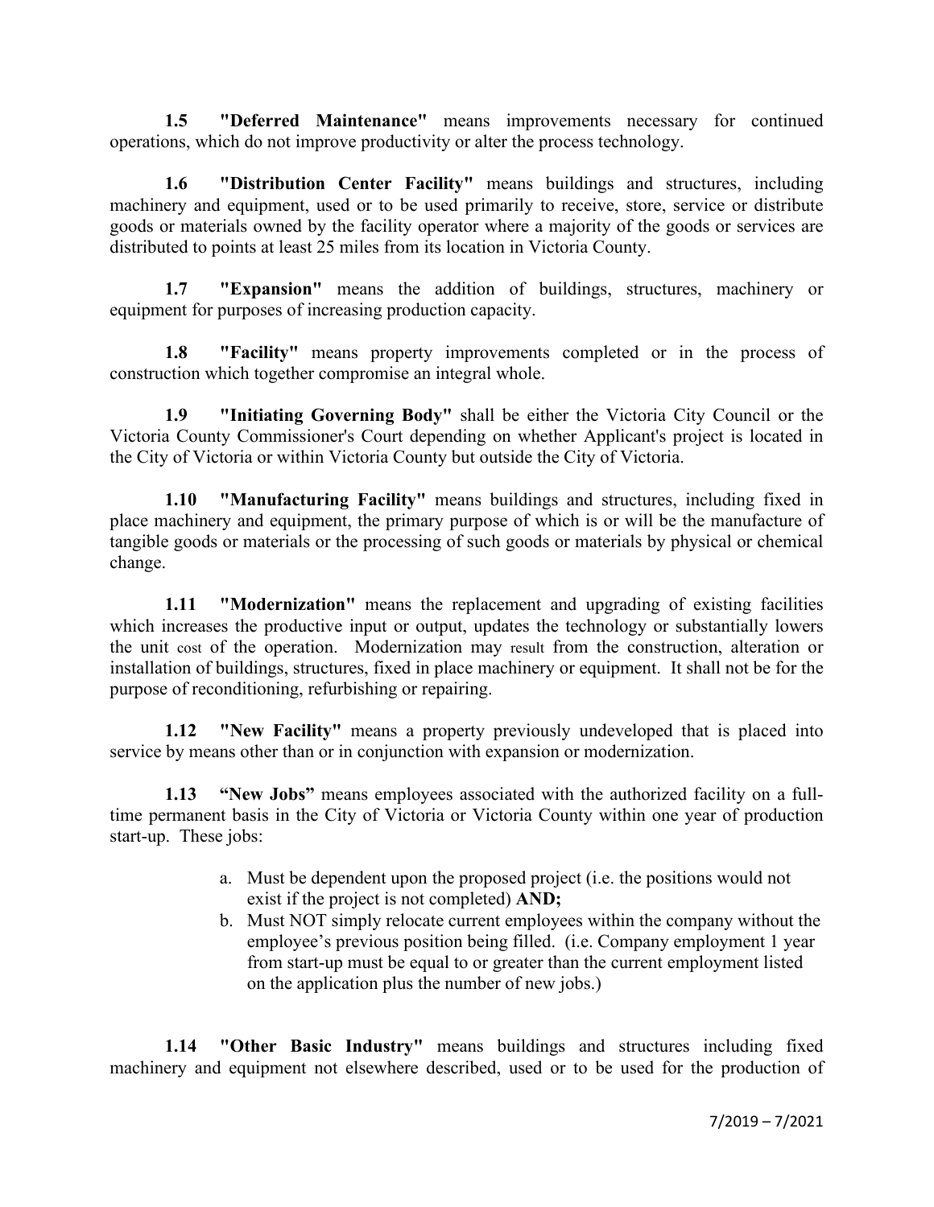**1.5 "Deferred Maintenance"** means improvements necessary for continued operations, which do not improve productivity or alter the process technology.

**1.6 "Distribution Center Facility"** means buildings and structures, including machinery and equipment, used or to be used primarily to receive, store, service or distribute goods or materials owned by the facility operator where a majority of the goods or services are distributed to points at least 25 miles from its location in Victoria County.

**1.7 "Expansion"** means the addition of buildings, structures, machinery or equipment for purposes of increasing production capacity.

**1.8 "Facility"** means property improvements completed or in the process of construction which together compromise an integral whole.

**1.9 "Initiating Governing Body"** shall be either the Victoria City Council or the Victoria County Commissioner's Court depending on whether Applicant's project is located in the City of Victoria or within Victoria County but outside the City of Victoria.

**1.10 "Manufacturing Facility"** means buildings and structures, including fixed in place machinery and equipment, the primary purpose of which is or will be the manufacture of tangible goods or materials or the processing of such goods or materials by physical or chemical change.

**1.11 "Modernization"** means the replacement and upgrading of existing facilities which increases the productive input or output, updates the technology or substantially lowers the unit cost of the operation. Modernization may result from the construction, alteration or installation of buildings, structures, fixed in place machinery or equipment. It shall not be for the purpose of reconditioning, refurbishing or repairing.

**1.12 "New Facility"** means a property previously undeveloped that is placed into service by means other than or in conjunction with expansion or modernization.

**1.13 "New Jobs"** means employees associated with the authorized facility on a full-time permanent basis in the City of Victoria or Victoria County within one year of production start-up. These jobs:

a. Must be dependent upon the proposed project (i.e. the positions would not exist if the project is not completed) **AND;**
b. Must NOT simply relocate current employees within the company without the employee's previous position being filled. (i.e. Company employment 1 year from start-up must be equal to or greater than the current employment listed on the application plus the number of new jobs.)

**1.14 "Other Basic Industry"** means buildings and structures including fixed machinery and equipment not elsewhere described, used or to be used for the production of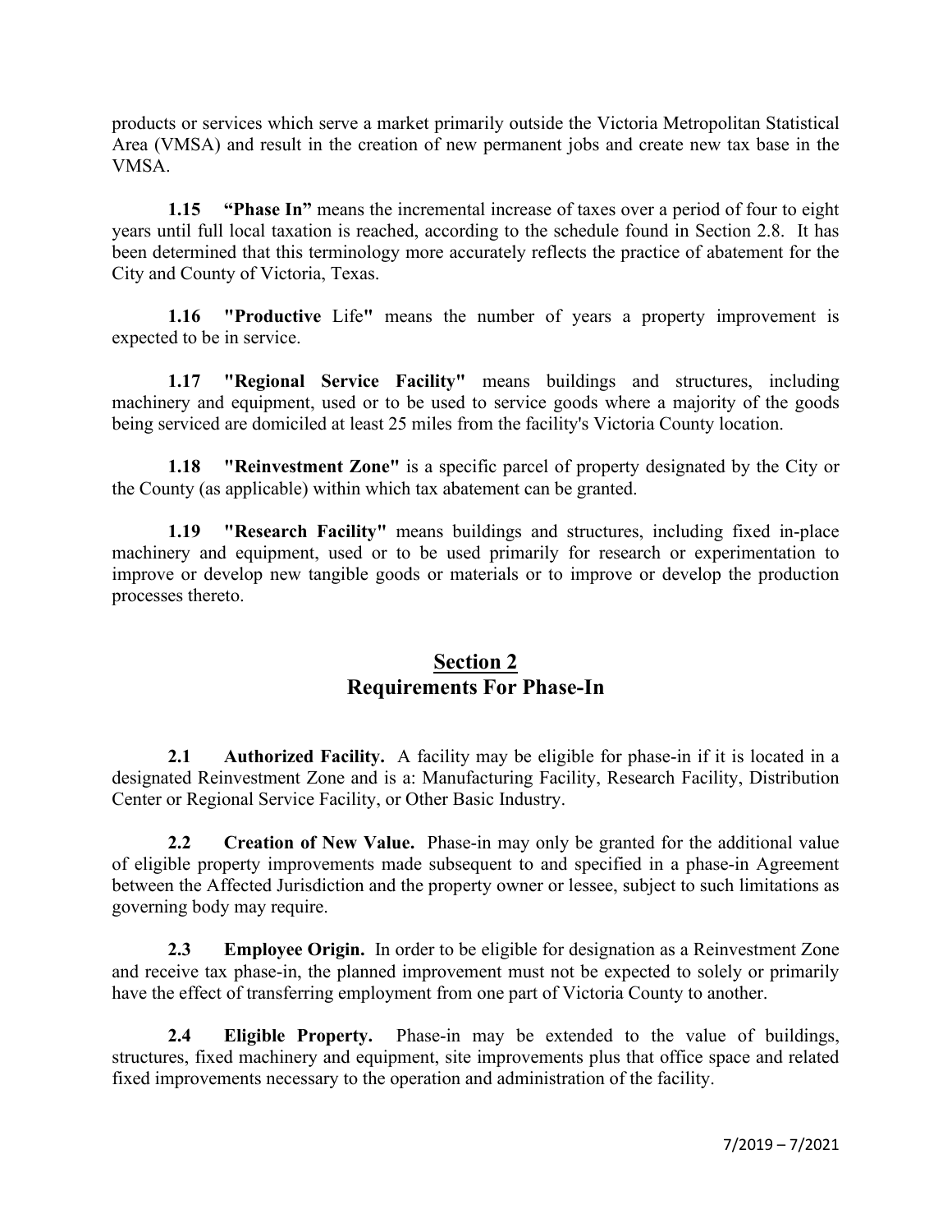products or services which serve a market primarily outside the Victoria Metropolitan Statistical Area (VMSA) and result in the creation of new permanent jobs and create new tax base in the VMSA.

**1.15 "Phase In"** means the incremental increase of taxes over a period of four to eight years until full local taxation is reached, according to the schedule found in Section 2.8. It has been determined that this terminology more accurately reflects the practice of abatement for the City and County of Victoria, Texas.

**1.16 "Productive** Life**"** means the number of years a property improvement is expected to be in service.

**1.17 "Regional Service Facility"** means buildings and structures, including machinery and equipment, used or to be used to service goods where a majority of the goods being serviced are domiciled at least 25 miles from the facility's Victoria County location.

**1.18 "Reinvestment Zone"** is a specific parcel of property designated by the City or the County (as applicable) within which tax abatement can be granted.

**1.19 "Research Facility"** means buildings and structures, including fixed in-place machinery and equipment, used or to be used primarily for research or experimentation to improve or develop new tangible goods or materials or to improve or develop the production processes thereto.

## Section 2
## Requirements For Phase-In

**2.1 Authorized Facility.** A facility may be eligible for phase-in if it is located in a designated Reinvestment Zone and is a: Manufacturing Facility, Research Facility, Distribution Center or Regional Service Facility, or Other Basic Industry.

**2.2 Creation of New Value.** Phase-in may only be granted for the additional value of eligible property improvements made subsequent to and specified in a phase-in Agreement between the Affected Jurisdiction and the property owner or lessee, subject to such limitations as governing body may require.

**2.3 Employee Origin.** In order to be eligible for designation as a Reinvestment Zone and receive tax phase-in, the planned improvement must not be expected to solely or primarily have the effect of transferring employment from one part of Victoria County to another.

**2.4 Eligible Property.** Phase-in may be extended to the value of buildings, structures, fixed machinery and equipment, site improvements plus that office space and related fixed improvements necessary to the operation and administration of the facility.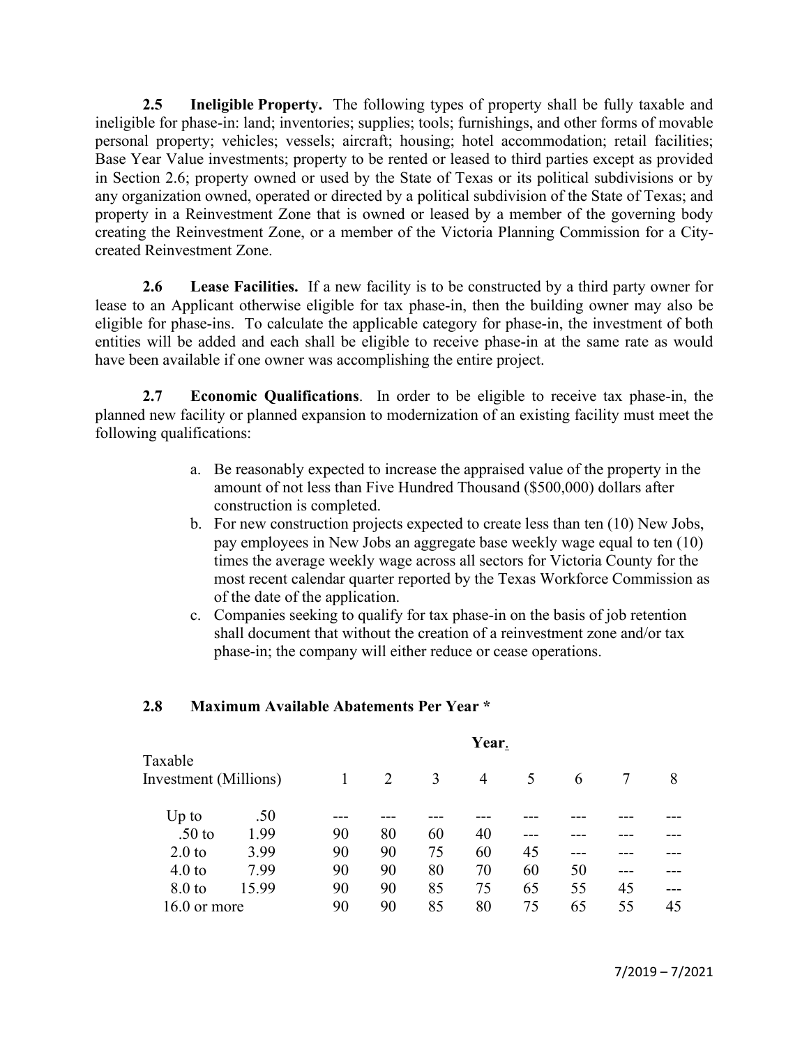**2.5 Ineligible Property.** The following types of property shall be fully taxable and ineligible for phase-in: land; inventories; supplies; tools; furnishings, and other forms of movable personal property; vehicles; vessels; aircraft; housing; hotel accommodation; retail facilities; Base Year Value investments; property to be rented or leased to third parties except as provided in Section 2.6; property owned or used by the State of Texas or its political subdivisions or by any organization owned, operated or directed by a political subdivision of the State of Texas; and property in a Reinvestment Zone that is owned or leased by a member of the governing body creating the Reinvestment Zone, or a member of the Victoria Planning Commission for a City-created Reinvestment Zone.

**2.6 Lease Facilities.** If a new facility is to be constructed by a third party owner for lease to an Applicant otherwise eligible for tax phase-in, then the building owner may also be eligible for phase-ins. To calculate the applicable category for phase-in, the investment of both entities will be added and each shall be eligible to receive phase-in at the same rate as would have been available if one owner was accomplishing the entire project.

**2.7 Economic Qualifications**. In order to be eligible to receive tax phase-in, the planned new facility or planned expansion to modernization of an existing facility must meet the following qualifications:

a. Be reasonably expected to increase the appraised value of the property in the amount of not less than Five Hundred Thousand ($500,000) dollars after construction is completed.
b. For new construction projects expected to create less than ten (10) New Jobs, pay employees in New Jobs an aggregate base weekly wage equal to ten (10) times the average weekly wage across all sectors for Victoria County for the most recent calendar quarter reported by the Texas Workforce Commission as of the date of the application.
c. Companies seeking to qualify for tax phase-in on the basis of job retention shall document that without the creation of a reinvestment zone and/or tax phase-in; the company will either reduce or cease operations.

**2.8 Maximum Available Abatements Per Year \***

| Taxable Investment (Millions) | Year 1 | Year 2 | Year 3 | Year 4 | Year 5 | Year 6 | Year 7 | Year 8 |
|---|---|---|---|---|---|---|---|---|
| Up to .50 | --- | --- | --- | --- | --- | --- | --- | --- |
| .50 to 1.99 | 90 | 80 | 60 | 40 | --- | --- | --- | --- |
| 2.0 to 3.99 | 90 | 90 | 75 | 60 | 45 | --- | --- | --- |
| 4.0 to 7.99 | 90 | 90 | 80 | 70 | 60 | 50 | --- | --- |
| 8.0 to 15.99 | 90 | 90 | 85 | 75 | 65 | 55 | 45 | --- |
| 16.0 or more | 90 | 90 | 85 | 80 | 75 | 65 | 55 | 45 |

7/2019 – 7/2021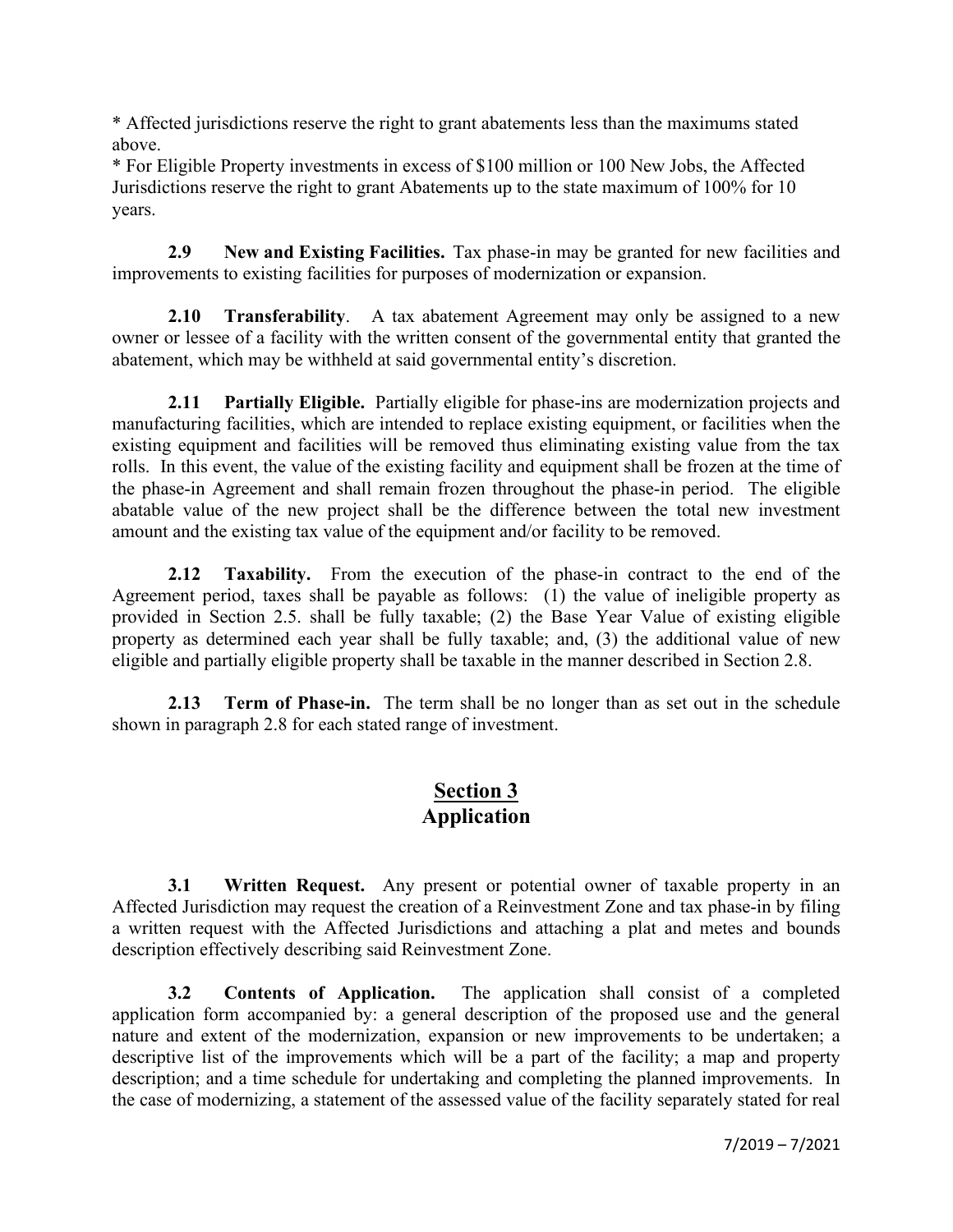* Affected jurisdictions reserve the right to grant abatements less than the maximums stated above.
* For Eligible Property investments in excess of $100 million or 100 New Jobs, the Affected Jurisdictions reserve the right to grant Abatements up to the state maximum of 100% for 10 years.

**2.9 New and Existing Facilities.** Tax phase-in may be granted for new facilities and improvements to existing facilities for purposes of modernization or expansion.

**2.10 Transferability**. A tax abatement Agreement may only be assigned to a new owner or lessee of a facility with the written consent of the governmental entity that granted the abatement, which may be withheld at said governmental entity's discretion.

**2.11 Partially Eligible.** Partially eligible for phase-ins are modernization projects and manufacturing facilities, which are intended to replace existing equipment, or facilities when the existing equipment and facilities will be removed thus eliminating existing value from the tax rolls. In this event, the value of the existing facility and equipment shall be frozen at the time of the phase-in Agreement and shall remain frozen throughout the phase-in period. The eligible abatable value of the new project shall be the difference between the total new investment amount and the existing tax value of the equipment and/or facility to be removed.

**2.12 Taxability.** From the execution of the phase-in contract to the end of the Agreement period, taxes shall be payable as follows: (1) the value of ineligible property as provided in Section 2.5. shall be fully taxable; (2) the Base Year Value of existing eligible property as determined each year shall be fully taxable; and, (3) the additional value of new eligible and partially eligible property shall be taxable in the manner described in Section 2.8.

**2.13 Term of Phase-in.** The term shall be no longer than as set out in the schedule shown in paragraph 2.8 for each stated range of investment.

## Section 3
## Application

**3.1 Written Request.** Any present or potential owner of taxable property in an Affected Jurisdiction may request the creation of a Reinvestment Zone and tax phase-in by filing a written request with the Affected Jurisdictions and attaching a plat and metes and bounds description effectively describing said Reinvestment Zone.

**3.2 Contents of Application.** The application shall consist of a completed application form accompanied by: a general description of the proposed use and the general nature and extent of the modernization, expansion or new improvements to be undertaken; a descriptive list of the improvements which will be a part of the facility; a map and property description; and a time schedule for undertaking and completing the planned improvements. In the case of modernizing, a statement of the assessed value of the facility separately stated for real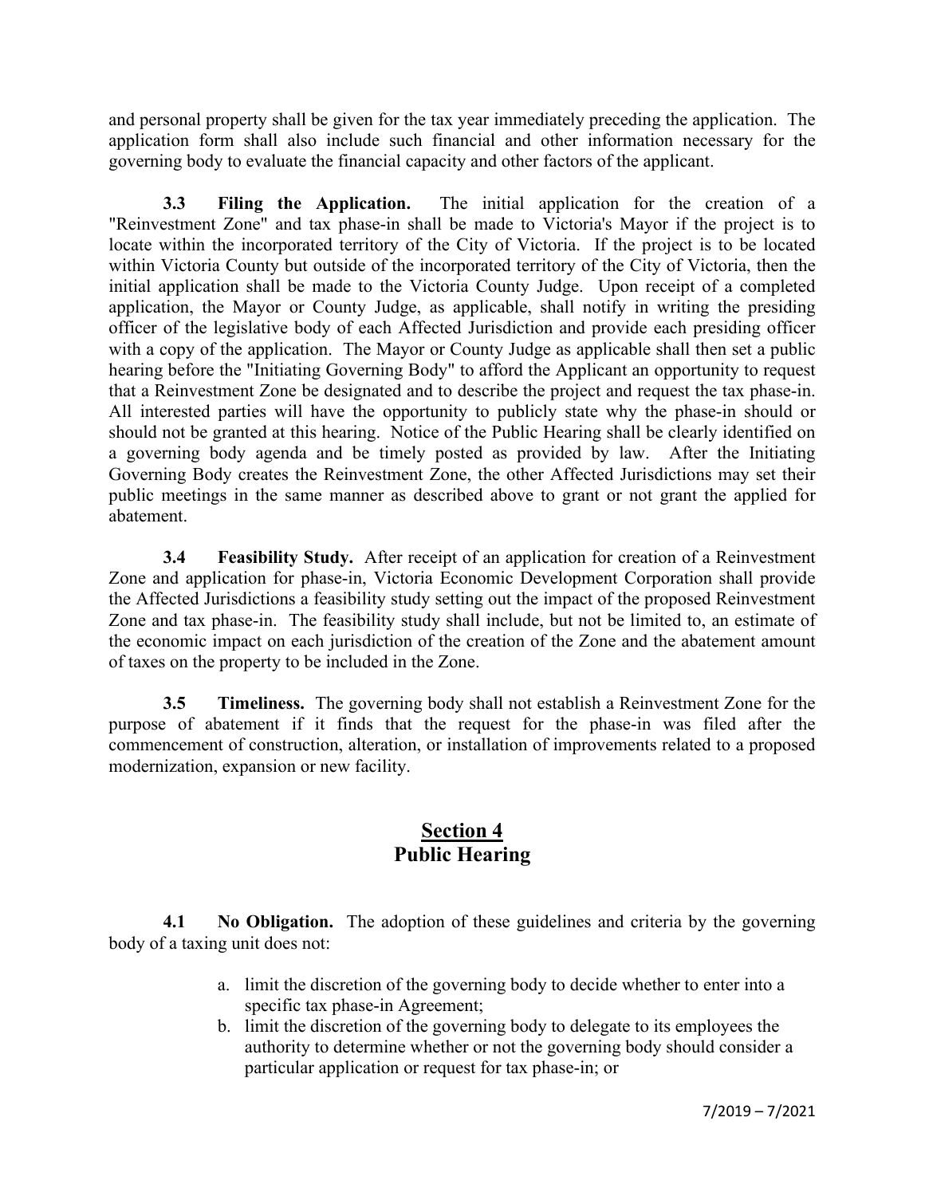and personal property shall be given for the tax year immediately preceding the application. The application form shall also include such financial and other information necessary for the governing body to evaluate the financial capacity and other factors of the applicant.

**3.3 Filing the Application.** The initial application for the creation of a "Reinvestment Zone" and tax phase-in shall be made to Victoria's Mayor if the project is to locate within the incorporated territory of the City of Victoria. If the project is to be located within Victoria County but outside of the incorporated territory of the City of Victoria, then the initial application shall be made to the Victoria County Judge. Upon receipt of a completed application, the Mayor or County Judge, as applicable, shall notify in writing the presiding officer of the legislative body of each Affected Jurisdiction and provide each presiding officer with a copy of the application. The Mayor or County Judge as applicable shall then set a public hearing before the "Initiating Governing Body" to afford the Applicant an opportunity to request that a Reinvestment Zone be designated and to describe the project and request the tax phase-in. All interested parties will have the opportunity to publicly state why the phase-in should or should not be granted at this hearing. Notice of the Public Hearing shall be clearly identified on a governing body agenda and be timely posted as provided by law. After the Initiating Governing Body creates the Reinvestment Zone, the other Affected Jurisdictions may set their public meetings in the same manner as described above to grant or not grant the applied for abatement.

**3.4 Feasibility Study.** After receipt of an application for creation of a Reinvestment Zone and application for phase-in, Victoria Economic Development Corporation shall provide the Affected Jurisdictions a feasibility study setting out the impact of the proposed Reinvestment Zone and tax phase-in. The feasibility study shall include, but not be limited to, an estimate of the economic impact on each jurisdiction of the creation of the Zone and the abatement amount of taxes on the property to be included in the Zone.

**3.5 Timeliness.** The governing body shall not establish a Reinvestment Zone for the purpose of abatement if it finds that the request for the phase-in was filed after the commencement of construction, alteration, or installation of improvements related to a proposed modernization, expansion or new facility.

## Section 4
## Public Hearing

**4.1 No Obligation.** The adoption of these guidelines and criteria by the governing body of a taxing unit does not:

a. limit the discretion of the governing body to decide whether to enter into a specific tax phase-in Agreement;
b. limit the discretion of the governing body to delegate to its employees the authority to determine whether or not the governing body should consider a particular application or request for tax phase-in; or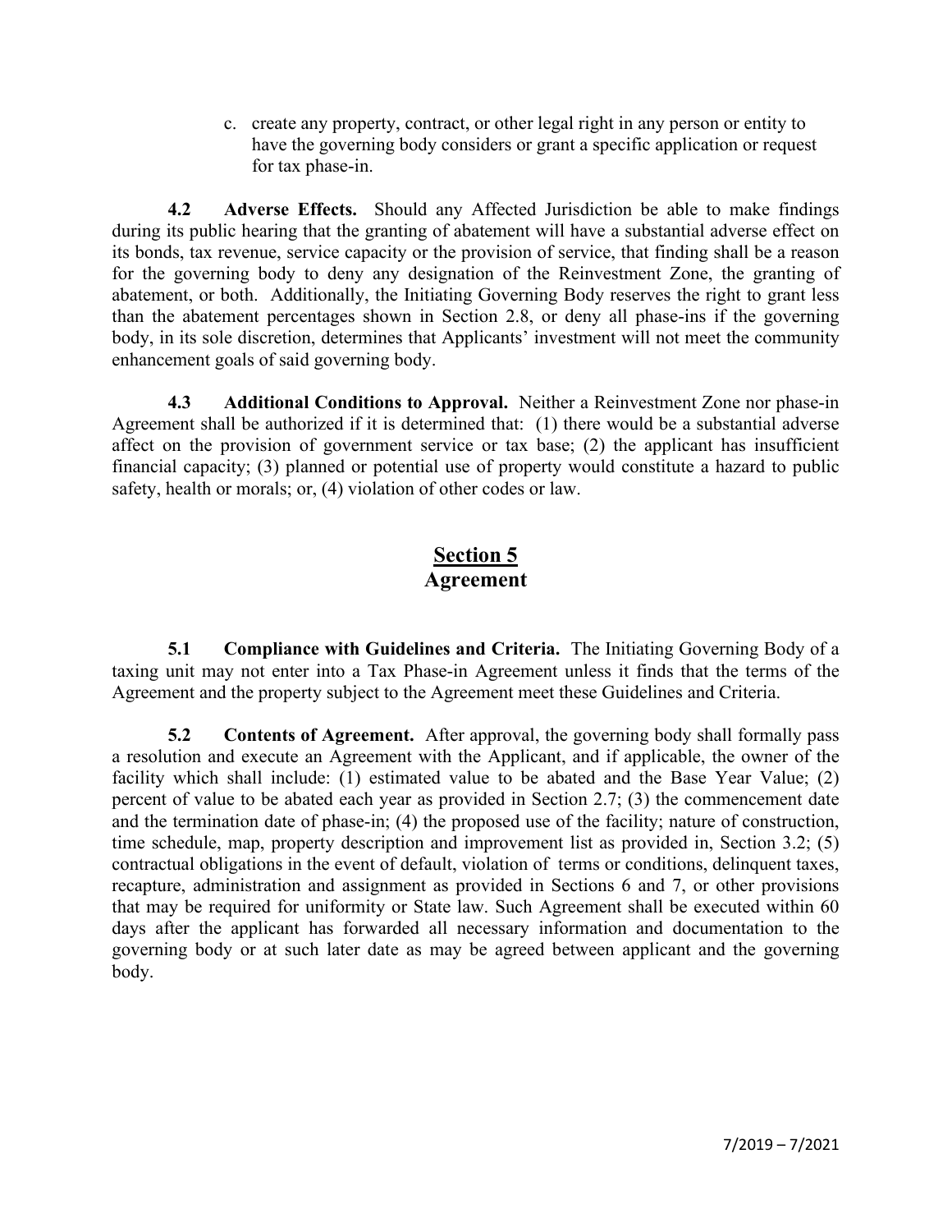c. create any property, contract, or other legal right in any person or entity to have the governing body considers or grant a specific application or request for tax phase-in.

**4.2 Adverse Effects.** Should any Affected Jurisdiction be able to make findings during its public hearing that the granting of abatement will have a substantial adverse effect on its bonds, tax revenue, service capacity or the provision of service, that finding shall be a reason for the governing body to deny any designation of the Reinvestment Zone, the granting of abatement, or both. Additionally, the Initiating Governing Body reserves the right to grant less than the abatement percentages shown in Section 2.8, or deny all phase-ins if the governing body, in its sole discretion, determines that Applicants' investment will not meet the community enhancement goals of said governing body.

**4.3 Additional Conditions to Approval.** Neither a Reinvestment Zone nor phase-in Agreement shall be authorized if it is determined that: (1) there would be a substantial adverse affect on the provision of government service or tax base; (2) the applicant has insufficient financial capacity; (3) planned or potential use of property would constitute a hazard to public safety, health or morals; or, (4) violation of other codes or law.

## Section 5
## Agreement

**5.1 Compliance with Guidelines and Criteria.** The Initiating Governing Body of a taxing unit may not enter into a Tax Phase-in Agreement unless it finds that the terms of the Agreement and the property subject to the Agreement meet these Guidelines and Criteria.

**5.2 Contents of Agreement.** After approval, the governing body shall formally pass a resolution and execute an Agreement with the Applicant, and if applicable, the owner of the facility which shall include: (1) estimated value to be abated and the Base Year Value; (2) percent of value to be abated each year as provided in Section 2.7; (3) the commencement date and the termination date of phase-in; (4) the proposed use of the facility; nature of construction, time schedule, map, property description and improvement list as provided in, Section 3.2; (5) contractual obligations in the event of default, violation of terms or conditions, delinquent taxes, recapture, administration and assignment as provided in Sections 6 and 7, or other provisions that may be required for uniformity or State law. Such Agreement shall be executed within 60 days after the applicant has forwarded all necessary information and documentation to the governing body or at such later date as may be agreed between applicant and the governing body.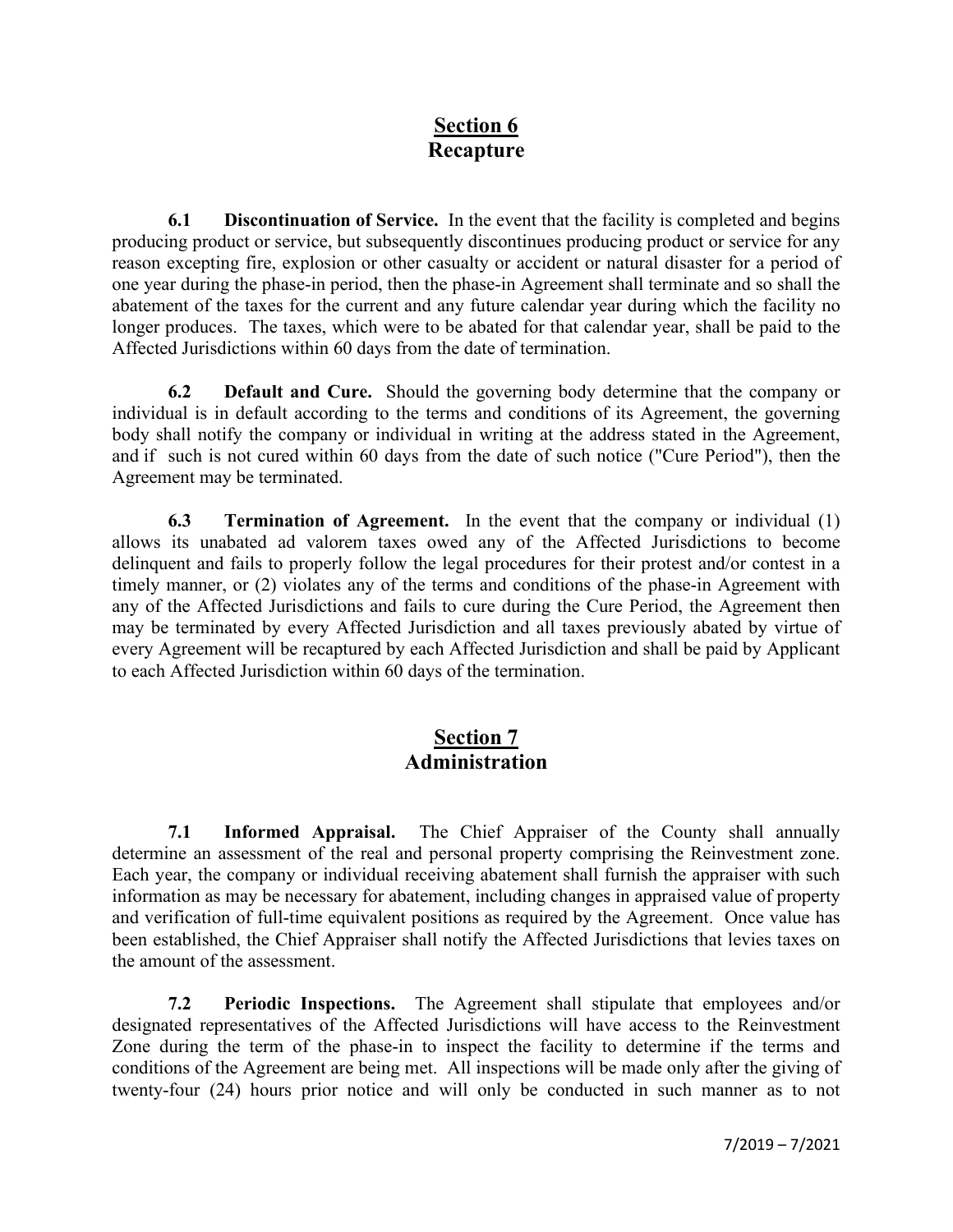## Section 6
## Recapture

**6.1 Discontinuation of Service.** In the event that the facility is completed and begins producing product or service, but subsequently discontinues producing product or service for any reason excepting fire, explosion or other casualty or accident or natural disaster for a period of one year during the phase-in period, then the phase-in Agreement shall terminate and so shall the abatement of the taxes for the current and any future calendar year during which the facility no longer produces. The taxes, which were to be abated for that calendar year, shall be paid to the Affected Jurisdictions within 60 days from the date of termination.

**6.2 Default and Cure.** Should the governing body determine that the company or individual is in default according to the terms and conditions of its Agreement, the governing body shall notify the company or individual in writing at the address stated in the Agreement, and if such is not cured within 60 days from the date of such notice ("Cure Period"), then the Agreement may be terminated.

**6.3 Termination of Agreement.** In the event that the company or individual (1) allows its unabated ad valorem taxes owed any of the Affected Jurisdictions to become delinquent and fails to properly follow the legal procedures for their protest and/or contest in a timely manner, or (2) violates any of the terms and conditions of the phase-in Agreement with any of the Affected Jurisdictions and fails to cure during the Cure Period, the Agreement then may be terminated by every Affected Jurisdiction and all taxes previously abated by virtue of every Agreement will be recaptured by each Affected Jurisdiction and shall be paid by Applicant to each Affected Jurisdiction within 60 days of the termination.

## Section 7
## Administration

**7.1 Informed Appraisal.** The Chief Appraiser of the County shall annually determine an assessment of the real and personal property comprising the Reinvestment zone. Each year, the company or individual receiving abatement shall furnish the appraiser with such information as may be necessary for abatement, including changes in appraised value of property and verification of full-time equivalent positions as required by the Agreement. Once value has been established, the Chief Appraiser shall notify the Affected Jurisdictions that levies taxes on the amount of the assessment.

**7.2 Periodic Inspections.** The Agreement shall stipulate that employees and/or designated representatives of the Affected Jurisdictions will have access to the Reinvestment Zone during the term of the phase-in to inspect the facility to determine if the terms and conditions of the Agreement are being met. All inspections will be made only after the giving of twenty-four (24) hours prior notice and will only be conducted in such manner as to not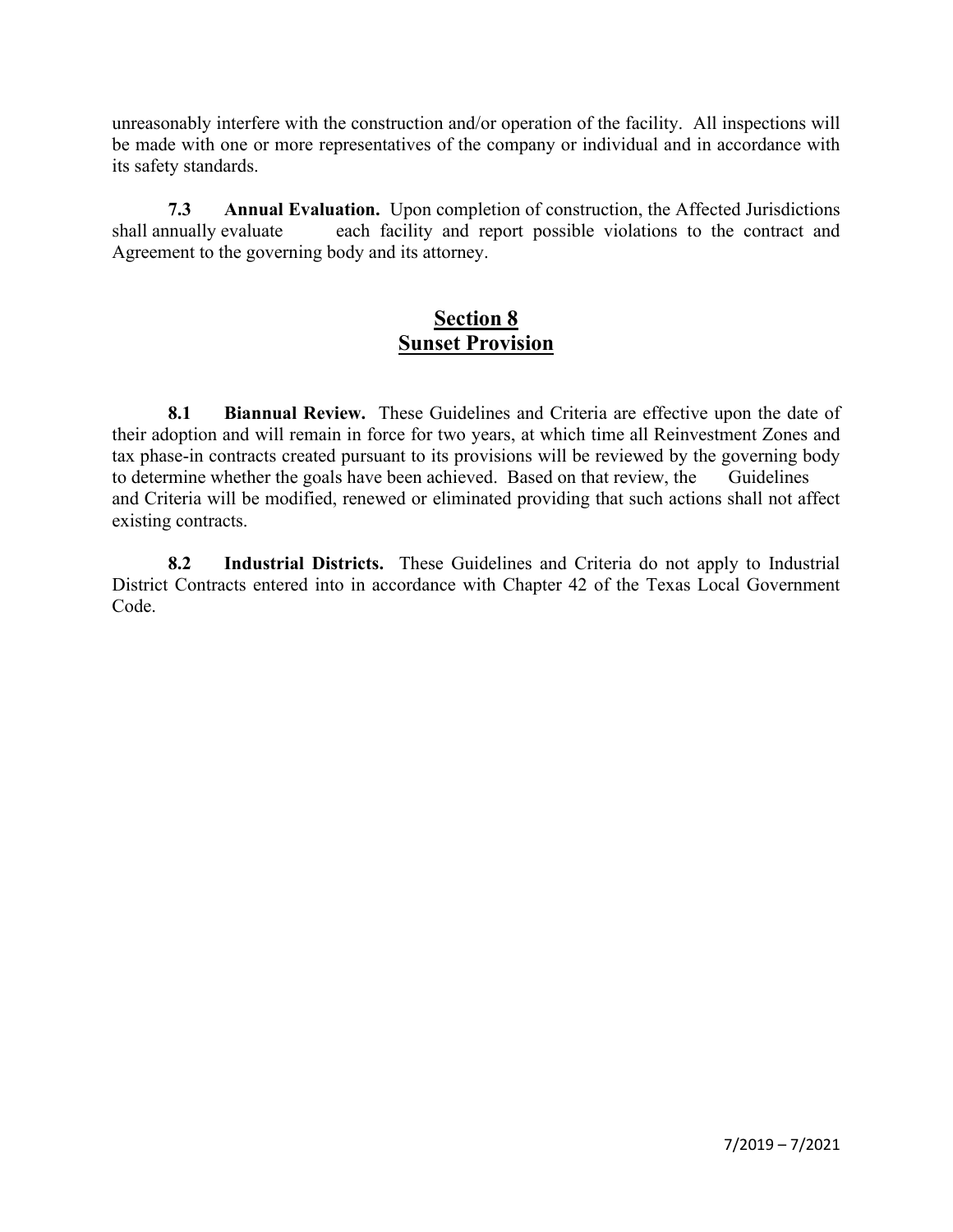unreasonably interfere with the construction and/or operation of the facility. All inspections will be made with one or more representatives of the company or individual and in accordance with its safety standards.

**7.3 Annual Evaluation.** Upon completion of construction, the Affected Jurisdictions shall annually evaluate each facility and report possible violations to the contract and Agreement to the governing body and its attorney.

## Section 8
## Sunset Provision

**8.1 Biannual Review.** These Guidelines and Criteria are effective upon the date of their adoption and will remain in force for two years, at which time all Reinvestment Zones and tax phase-in contracts created pursuant to its provisions will be reviewed by the governing body to determine whether the goals have been achieved. Based on that review, the Guidelines and Criteria will be modified, renewed or eliminated providing that such actions shall not affect existing contracts.

**8.2 Industrial Districts.** These Guidelines and Criteria do not apply to Industrial District Contracts entered into in accordance with Chapter 42 of the Texas Local Government Code.

7/2019 – 7/2021